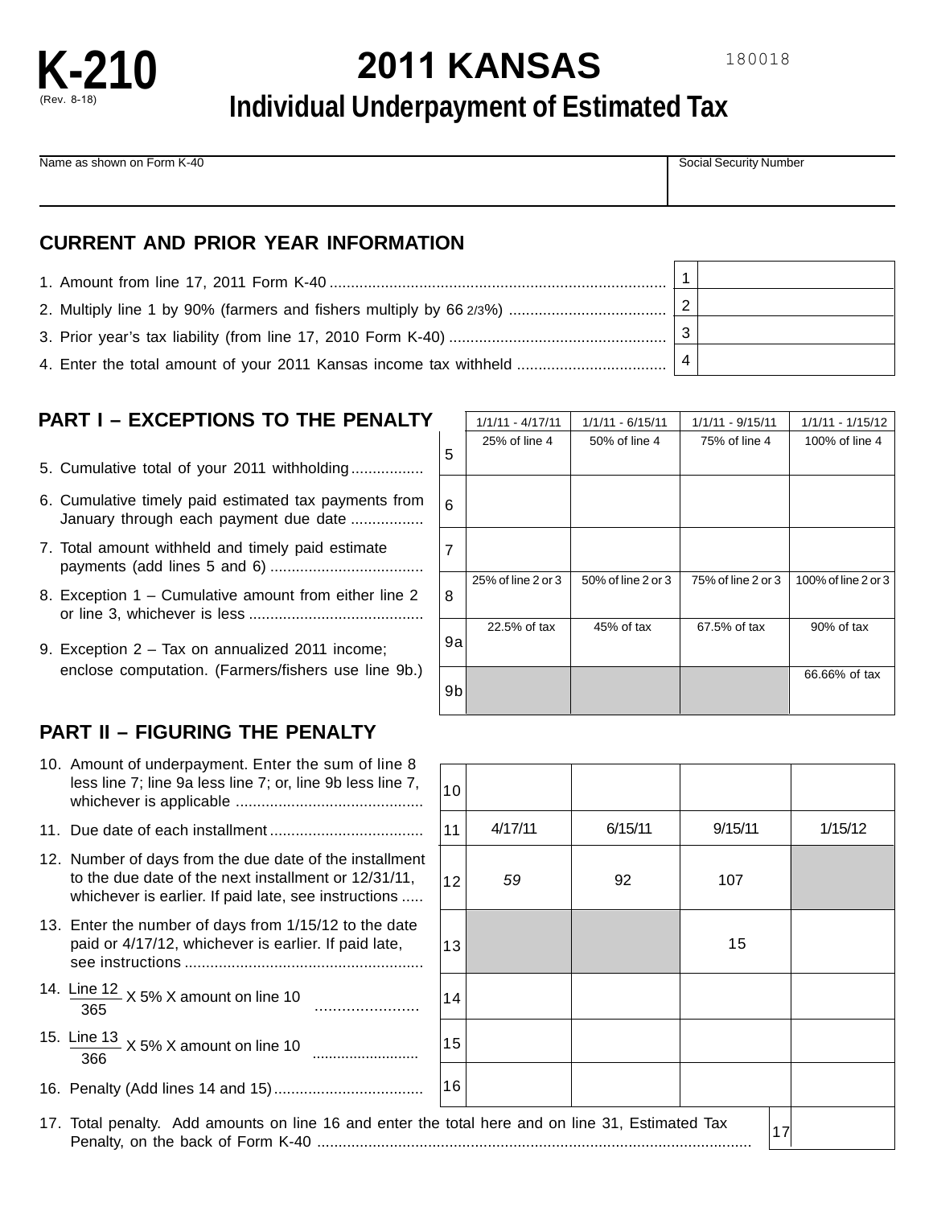# K-210

(Rev. 8-18)

# 2011 KANSAS

## Individual Underpayment of Estimated Tax

180018

| Name as shown on Form K-40 | Social Security Number |
|---|---|
| | |

## CURRENT AND PRIOR YEAR INFORMATION

| | | |
|---|---|---|
| 1. Amount from line 17, 2011 Form K-40 | 1 | |
| 2. Multiply line 1 by 90% (farmers and fishers multiply by 66 2/3%) | 2 | |
| 3. Prior year's tax liability (from line 17, 2010 Form K-40) | 3 | |
| 4. Enter the total amount of your 2011 Kansas income tax withheld | 4 | |

## PART I – EXCEPTIONS TO THE PENALTY

| | | 1/1/11 - 4/17/11 | 1/1/11 - 6/15/11 | 1/1/11 - 9/15/11 | 1/1/11 - 1/15/12 |
|---|---|---|---|---|---|
| 5. Cumulative total of your 2011 withholding | 5 | 25% of line 4 | 50% of line 4 | 75% of line 4 | 100% of line 4 |
| 6. Cumulative timely paid estimated tax payments from January through each payment due date | 6 | | | | |
| 7. Total amount withheld and timely paid estimate payments (add lines 5 and 6) | 7 | | | | |
| 8. Exception 1 – Cumulative amount from either line 2 or line 3, whichever is less | 8 | 25% of line 2 or 3 | 50% of line 2 or 3 | 75% of line 2 or 3 | 100% of line 2 or 3 |
| 9. Exception 2 – Tax on annualized 2011 income; enclose computation. (Farmers/fishers use line 9b.) | 9a | 22.5% of tax | 45% of tax | 67.5% of tax | 90% of tax |
| | 9b | | | | 66.66% of tax |

## PART II – FIGURING THE PENALTY

| | | | | | |
|---|---|---|---|---|---|
| 10. Amount of underpayment. Enter the sum of line 8 less line 7; line 9a less line 7; or, line 9b less line 7, whichever is applicable | 10 | | | | |
| 11. Due date of each installment | 11 | 4/17/11 | 6/15/11 | 9/15/11 | 1/15/12 |
| 12. Number of days from the due date of the installment to the due date of the next installment or 12/31/11, whichever is earlier. If paid late, see instructions | 12 | *59* | 92 | 107 | |
| 13. Enter the number of days from 1/15/12 to the date paid or 4/17/12, whichever is earlier. If paid late, see instructions | 13 | | | 15 | |
| 14. $\frac{\text{Line 12}}{365}$ X 5% X amount on line 10 | 14 | | | | |
| 15. $\frac{\text{Line 13}}{366}$ X 5% X amount on line 10 | 15 | | | | |
| 16. Penalty (Add lines 14 and 15) | 16 | | | | |

| | | |
|---|---|---|
| 17. Total penalty. Add amounts on line 16 and enter the total here and on line 31, Estimated Tax Penalty, on the back of Form K-40 | 17 | |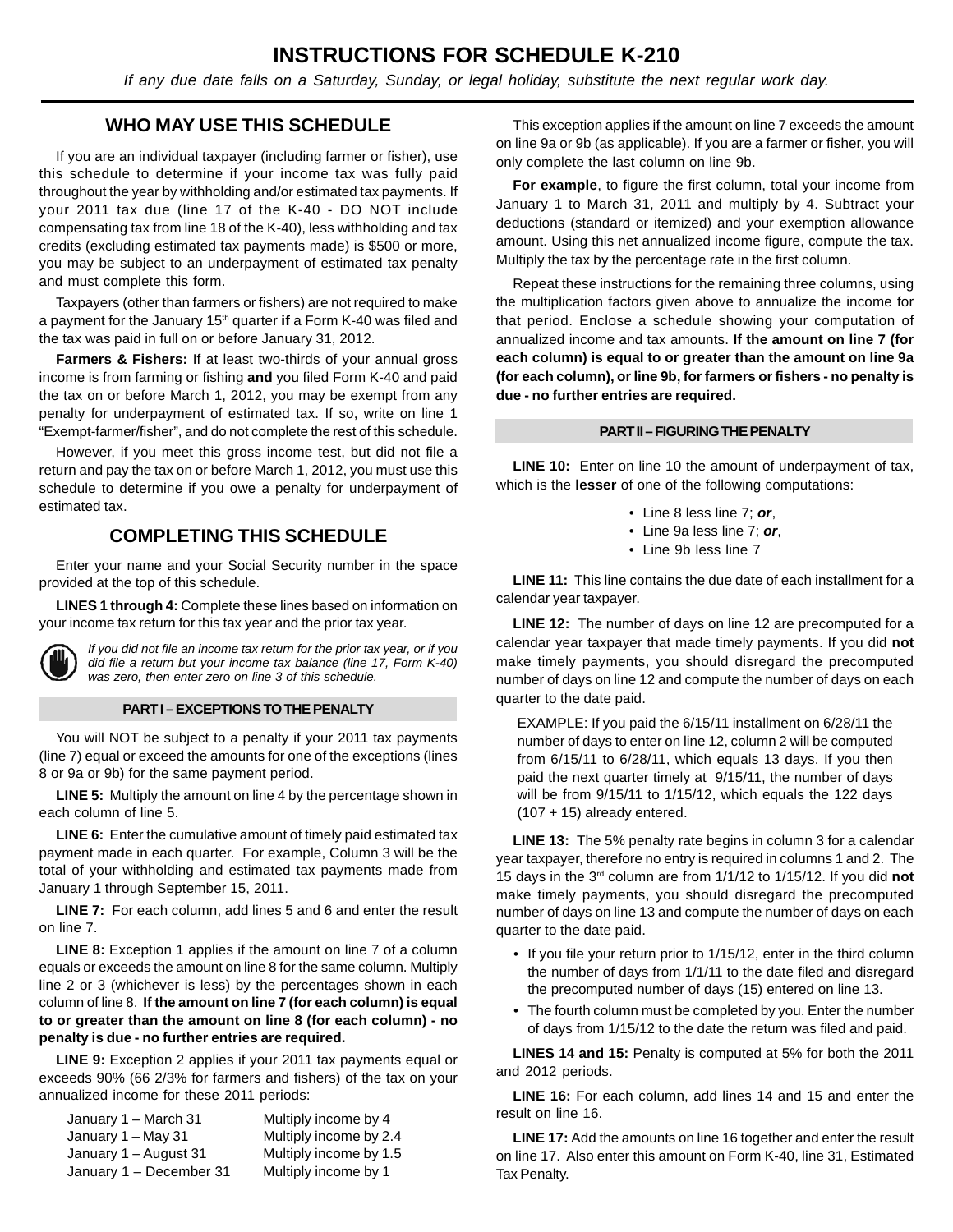# INSTRUCTIONS FOR SCHEDULE K-210

*If any due date falls on a Saturday, Sunday, or legal holiday, substitute the next regular work day.*

## WHO MAY USE THIS SCHEDULE

If you are an individual taxpayer (including farmer or fisher), use this schedule to determine if your income tax was fully paid throughout the year by withholding and/or estimated tax payments. If your 2011 tax due (line 17 of the K-40 - DO NOT include compensating tax from line 18 of the K-40), less withholding and tax credits (excluding estimated tax payments made) is $500 or more, you may be subject to an underpayment of estimated tax penalty and must complete this form.

Taxpayers (other than farmers or fishers) are not required to make a payment for the January 15th quarter **if** a Form K-40 was filed and the tax was paid in full on or before January 31, 2012.

**Farmers & Fishers:** If at least two-thirds of your annual gross income is from farming or fishing **and** you filed Form K-40 and paid the tax on or before March 1, 2012, you may be exempt from any penalty for underpayment of estimated tax. If so, write on line 1 "Exempt-farmer/fisher", and do not complete the rest of this schedule.

However, if you meet this gross income test, but did not file a return and pay the tax on or before March 1, 2012, you must use this schedule to determine if you owe a penalty for underpayment of estimated tax.

## COMPLETING THIS SCHEDULE

Enter your name and your Social Security number in the space provided at the top of this schedule.

**LINES 1 through 4:** Complete these lines based on information on your income tax return for this tax year and the prior tax year.

*If you did not file an income tax return for the prior tax year, or if you did file a return but your income tax balance (line 17, Form K-40) was zero, then enter zero on line 3 of this schedule.*

### PART I – EXCEPTIONS TO THE PENALTY

You will NOT be subject to a penalty if your 2011 tax payments (line 7) equal or exceed the amounts for one of the exceptions (lines 8 or 9a or 9b) for the same payment period.

**LINE 5:** Multiply the amount on line 4 by the percentage shown in each column of line 5.

**LINE 6:** Enter the cumulative amount of timely paid estimated tax payment made in each quarter. For example, Column 3 will be the total of your withholding and estimated tax payments made from January 1 through September 15, 2011.

**LINE 7:** For each column, add lines 5 and 6 and enter the result on line 7.

**LINE 8:** Exception 1 applies if the amount on line 7 of a column equals or exceeds the amount on line 8 for the same column. Multiply line 2 or 3 (whichever is less) by the percentages shown in each column of line 8. **If the amount on line 7 (for each column) is equal to or greater than the amount on line 8 (for each column) - no penalty is due - no further entries are required.**

**LINE 9:** Exception 2 applies if your 2011 tax payments equal or exceeds 90% (66 2/3% for farmers and fishers) of the tax on your annualized income for these 2011 periods:

| | |
|---|---|
| January 1 – March 31 | Multiply income by 4 |
| January 1 – May 31 | Multiply income by 2.4 |
| January 1 – August 31 | Multiply income by 1.5 |
| January 1 – December 31 | Multiply income by 1 |

This exception applies if the amount on line 7 exceeds the amount on line 9a or 9b (as applicable). If you are a farmer or fisher, you will only complete the last column on line 9b.

**For example**, to figure the first column, total your income from January 1 to March 31, 2011 and multiply by 4. Subtract your deductions (standard or itemized) and your exemption allowance amount. Using this net annualized income figure, compute the tax. Multiply the tax by the percentage rate in the first column.

Repeat these instructions for the remaining three columns, using the multiplication factors given above to annualize the income for that period. Enclose a schedule showing your computation of annualized income and tax amounts. **If the amount on line 7 (for each column) is equal to or greater than the amount on line 9a (for each column), or line 9b, for farmers or fishers - no penalty is due - no further entries are required.**

### PART II – FIGURING THE PENALTY

**LINE 10:** Enter on line 10 the amount of underpayment of tax, which is the **lesser** of one of the following computations:

- Line 8 less line 7; ***or***,
- Line 9a less line 7; ***or***,
- Line 9b less line 7

**LINE 11:** This line contains the due date of each installment for a calendar year taxpayer.

**LINE 12:** The number of days on line 12 are precomputed for a calendar year taxpayer that made timely payments. If you did **not** make timely payments, you should disregard the precomputed number of days on line 12 and compute the number of days on each quarter to the date paid.

EXAMPLE: If you paid the 6/15/11 installment on 6/28/11 the number of days to enter on line 12, column 2 will be computed from 6/15/11 to 6/28/11, which equals 13 days. If you then paid the next quarter timely at 9/15/11, the number of days will be from 9/15/11 to 1/15/12, which equals the 122 days (107 + 15) already entered.

**LINE 13:** The 5% penalty rate begins in column 3 for a calendar year taxpayer, therefore no entry is required in columns 1 and 2. The 15 days in the 3rd column are from 1/1/12 to 1/15/12. If you did **not** make timely payments, you should disregard the precomputed number of days on line 13 and compute the number of days on each quarter to the date paid.

- If you file your return prior to 1/15/12, enter in the third column the number of days from 1/1/11 to the date filed and disregard the precomputed number of days (15) entered on line 13.
- The fourth column must be completed by you. Enter the number of days from 1/15/12 to the date the return was filed and paid.

**LINES 14 and 15:** Penalty is computed at 5% for both the 2011 and 2012 periods.

**LINE 16:** For each column, add lines 14 and 15 and enter the result on line 16.

**LINE 17:** Add the amounts on line 16 together and enter the result on line 17. Also enter this amount on Form K-40, line 31, Estimated Tax Penalty.